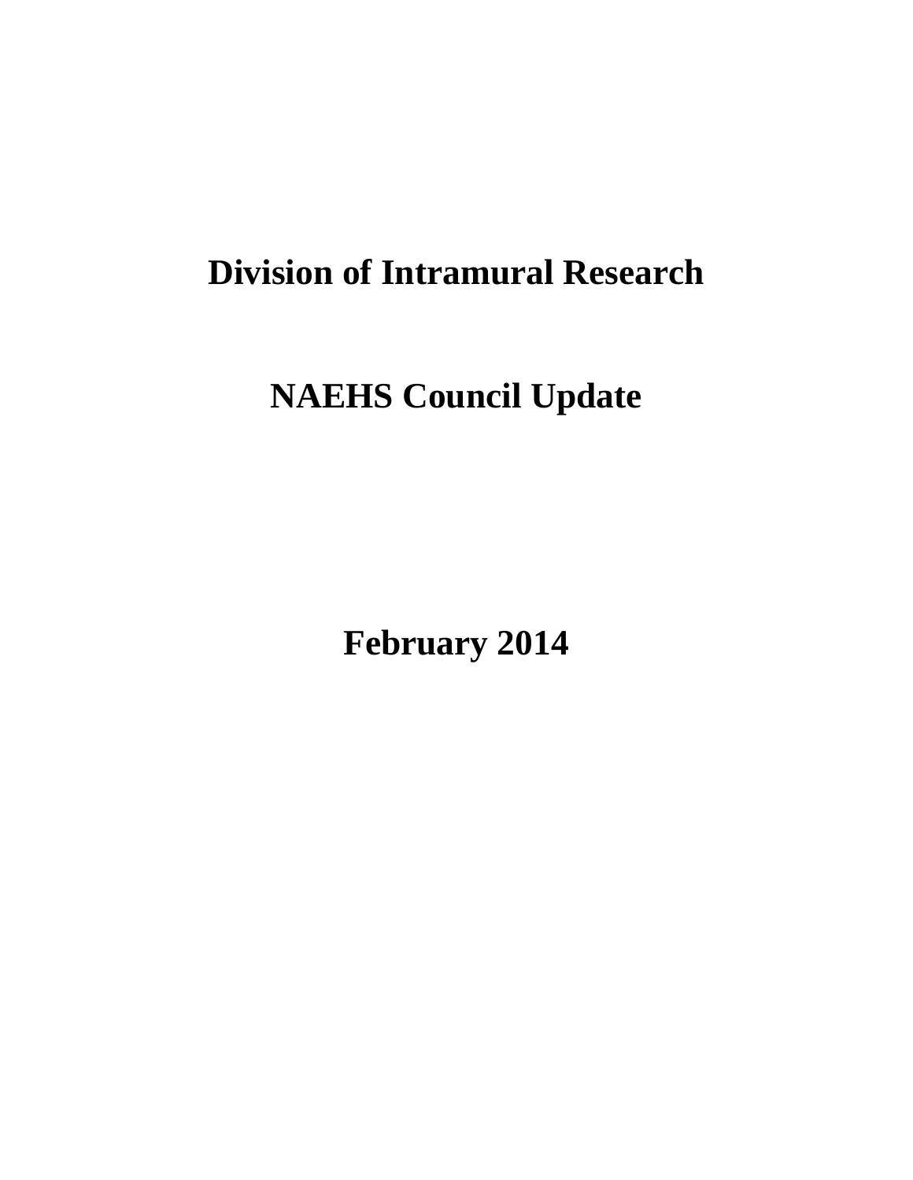# Division of Intramural Research

# NAEHS Council Update

# February 2014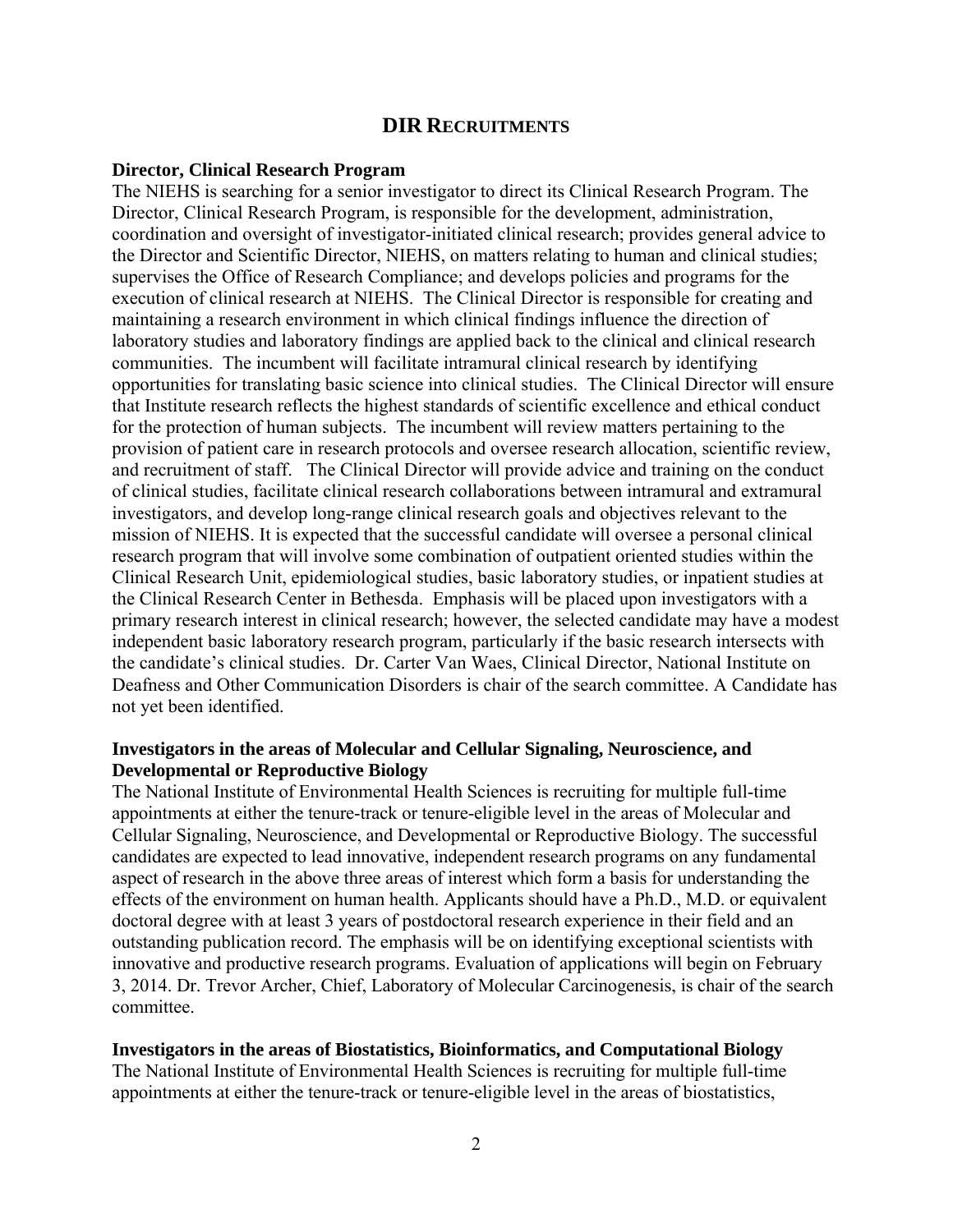## DIR RECRUITMENTS

**Director, Clinical Research Program**

The NIEHS is searching for a senior investigator to direct its Clinical Research Program. The Director, Clinical Research Program, is responsible for the development, administration, coordination and oversight of investigator-initiated clinical research; provides general advice to the Director and Scientific Director, NIEHS, on matters relating to human and clinical studies; supervises the Office of Research Compliance; and develops policies and programs for the execution of clinical research at NIEHS. The Clinical Director is responsible for creating and maintaining a research environment in which clinical findings influence the direction of laboratory studies and laboratory findings are applied back to the clinical and clinical research communities. The incumbent will facilitate intramural clinical research by identifying opportunities for translating basic science into clinical studies. The Clinical Director will ensure that Institute research reflects the highest standards of scientific excellence and ethical conduct for the protection of human subjects. The incumbent will review matters pertaining to the provision of patient care in research protocols and oversee research allocation, scientific review, and recruitment of staff. The Clinical Director will provide advice and training on the conduct of clinical studies, facilitate clinical research collaborations between intramural and extramural investigators, and develop long-range clinical research goals and objectives relevant to the mission of NIEHS. It is expected that the successful candidate will oversee a personal clinical research program that will involve some combination of outpatient oriented studies within the Clinical Research Unit, epidemiological studies, basic laboratory studies, or inpatient studies at the Clinical Research Center in Bethesda. Emphasis will be placed upon investigators with a primary research interest in clinical research; however, the selected candidate may have a modest independent basic laboratory research program, particularly if the basic research intersects with the candidate's clinical studies. Dr. Carter Van Waes, Clinical Director, National Institute on Deafness and Other Communication Disorders is chair of the search committee. A Candidate has not yet been identified.

**Investigators in the areas of Molecular and Cellular Signaling, Neuroscience, and Developmental or Reproductive Biology**

The National Institute of Environmental Health Sciences is recruiting for multiple full-time appointments at either the tenure-track or tenure-eligible level in the areas of Molecular and Cellular Signaling, Neuroscience, and Developmental or Reproductive Biology. The successful candidates are expected to lead innovative, independent research programs on any fundamental aspect of research in the above three areas of interest which form a basis for understanding the effects of the environment on human health. Applicants should have a Ph.D., M.D. or equivalent doctoral degree with at least 3 years of postdoctoral research experience in their field and an outstanding publication record. The emphasis will be on identifying exceptional scientists with innovative and productive research programs. Evaluation of applications will begin on February 3, 2014. Dr. Trevor Archer, Chief, Laboratory of Molecular Carcinogenesis, is chair of the search committee.

**Investigators in the areas of Biostatistics, Bioinformatics, and Computational Biology**

The National Institute of Environmental Health Sciences is recruiting for multiple full-time appointments at either the tenure-track or tenure-eligible level in the areas of biostatistics,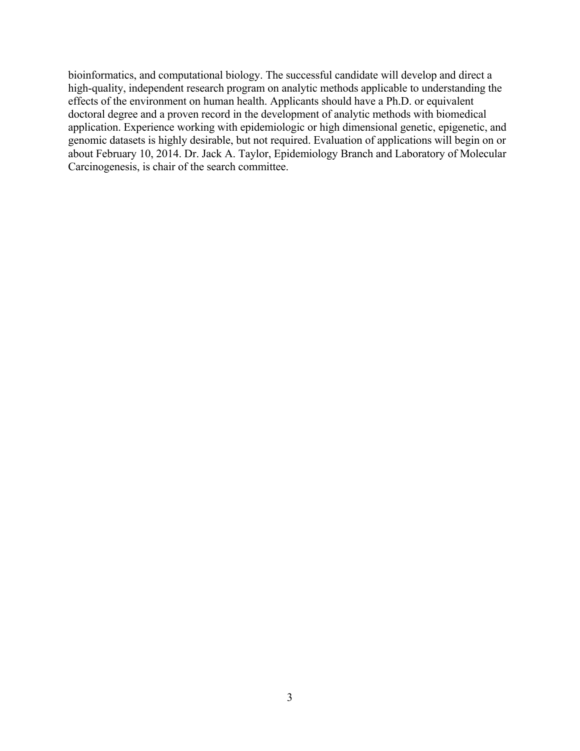bioinformatics, and computational biology. The successful candidate will develop and direct a high-quality, independent research program on analytic methods applicable to understanding the effects of the environment on human health. Applicants should have a Ph.D. or equivalent doctoral degree and a proven record in the development of analytic methods with biomedical application. Experience working with epidemiologic or high dimensional genetic, epigenetic, and genomic datasets is highly desirable, but not required. Evaluation of applications will begin on or about February 10, 2014. Dr. Jack A. Taylor, Epidemiology Branch and Laboratory of Molecular Carcinogenesis, is chair of the search committee.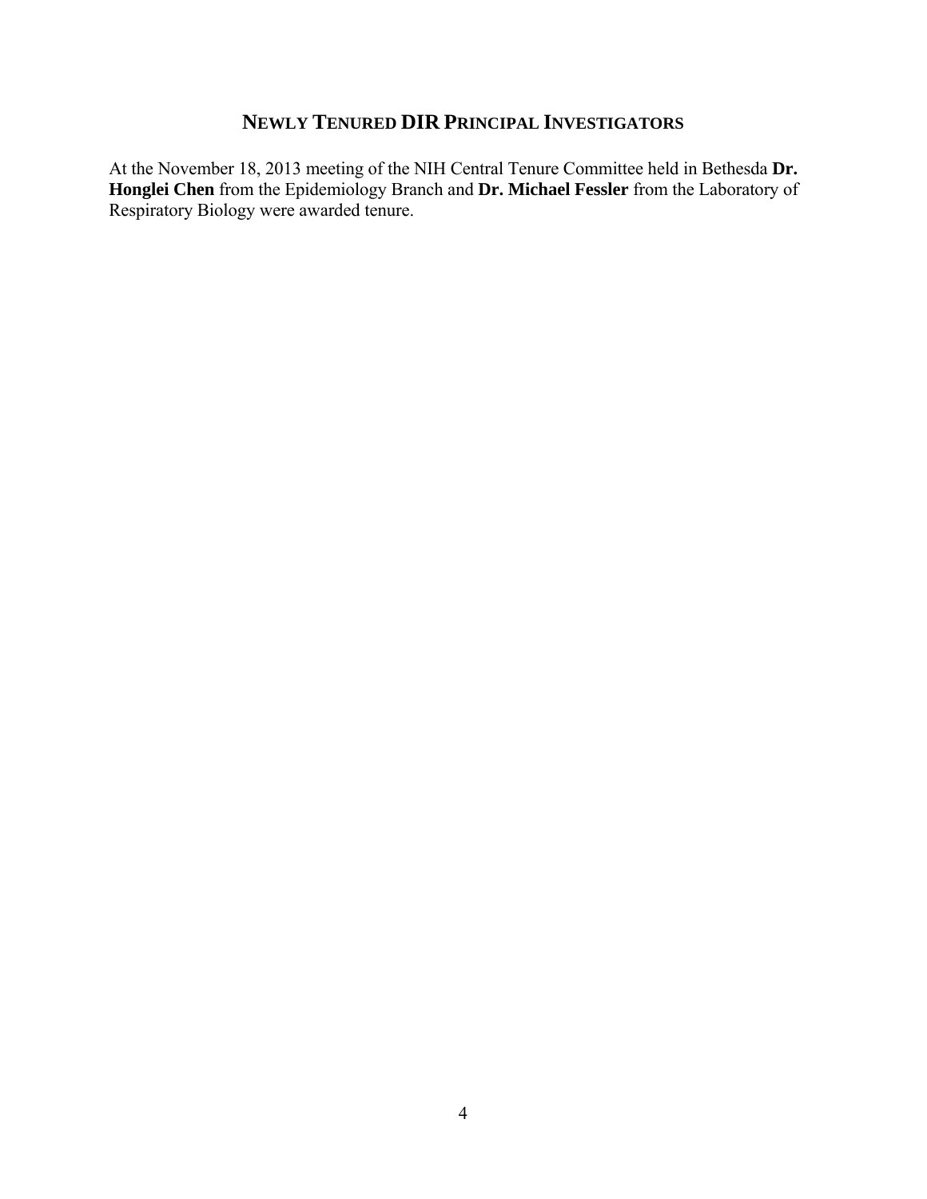## NEWLY TENURED DIR PRINCIPAL INVESTIGATORS

At the November 18, 2013 meeting of the NIH Central Tenure Committee held in Bethesda **Dr. Honglei Chen** from the Epidemiology Branch and **Dr. Michael Fessler** from the Laboratory of Respiratory Biology were awarded tenure.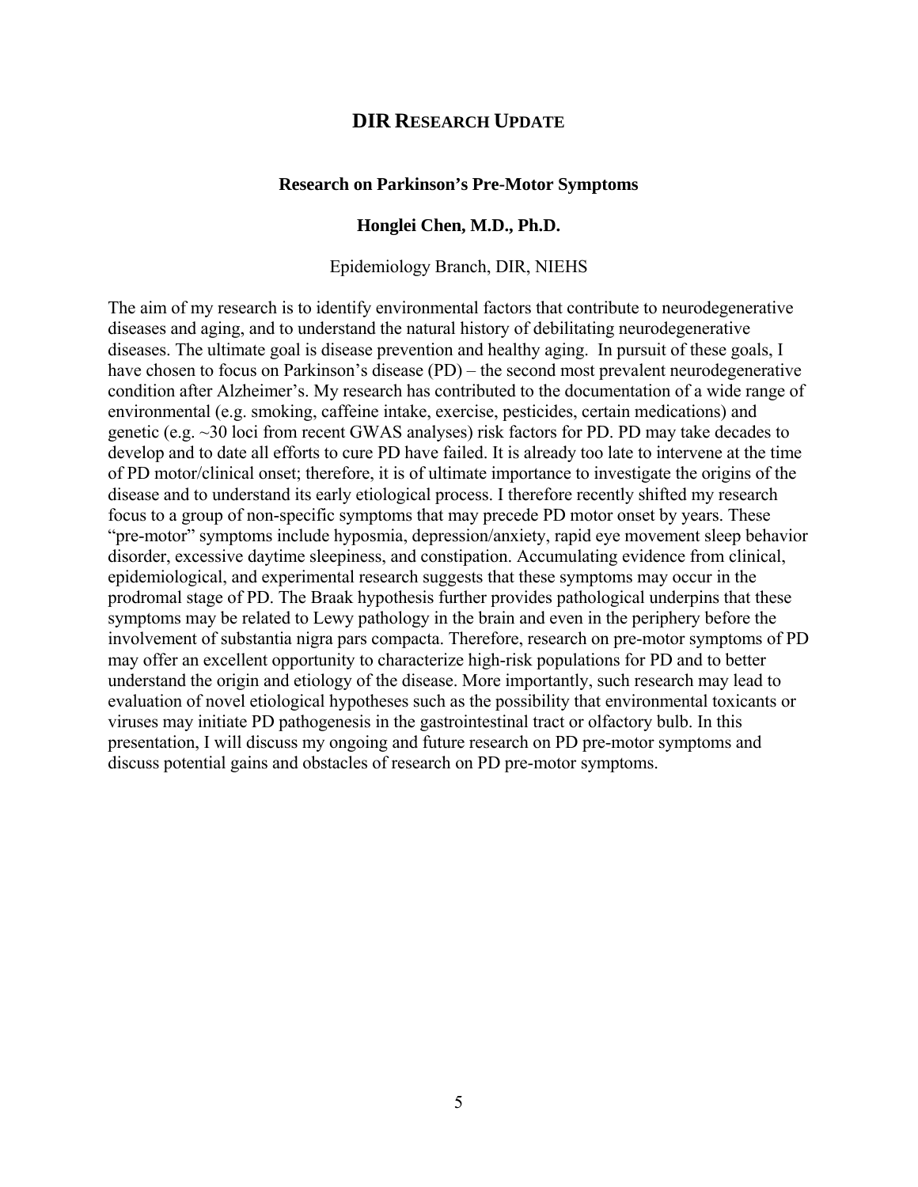## DIR RESEARCH UPDATE

### Research on Parkinson's Pre-Motor Symptoms

**Honglei Chen, M.D., Ph.D.**

Epidemiology Branch, DIR, NIEHS

The aim of my research is to identify environmental factors that contribute to neurodegenerative diseases and aging, and to understand the natural history of debilitating neurodegenerative diseases. The ultimate goal is disease prevention and healthy aging. In pursuit of these goals, I have chosen to focus on Parkinson's disease (PD) – the second most prevalent neurodegenerative condition after Alzheimer's. My research has contributed to the documentation of a wide range of environmental (e.g. smoking, caffeine intake, exercise, pesticides, certain medications) and genetic (e.g. ~30 loci from recent GWAS analyses) risk factors for PD. PD may take decades to develop and to date all efforts to cure PD have failed. It is already too late to intervene at the time of PD motor/clinical onset; therefore, it is of ultimate importance to investigate the origins of the disease and to understand its early etiological process. I therefore recently shifted my research focus to a group of non-specific symptoms that may precede PD motor onset by years. These "pre-motor" symptoms include hyposmia, depression/anxiety, rapid eye movement sleep behavior disorder, excessive daytime sleepiness, and constipation. Accumulating evidence from clinical, epidemiological, and experimental research suggests that these symptoms may occur in the prodromal stage of PD. The Braak hypothesis further provides pathological underpins that these symptoms may be related to Lewy pathology in the brain and even in the periphery before the involvement of substantia nigra pars compacta. Therefore, research on pre-motor symptoms of PD may offer an excellent opportunity to characterize high-risk populations for PD and to better understand the origin and etiology of the disease. More importantly, such research may lead to evaluation of novel etiological hypotheses such as the possibility that environmental toxicants or viruses may initiate PD pathogenesis in the gastrointestinal tract or olfactory bulb. In this presentation, I will discuss my ongoing and future research on PD pre-motor symptoms and discuss potential gains and obstacles of research on PD pre-motor symptoms.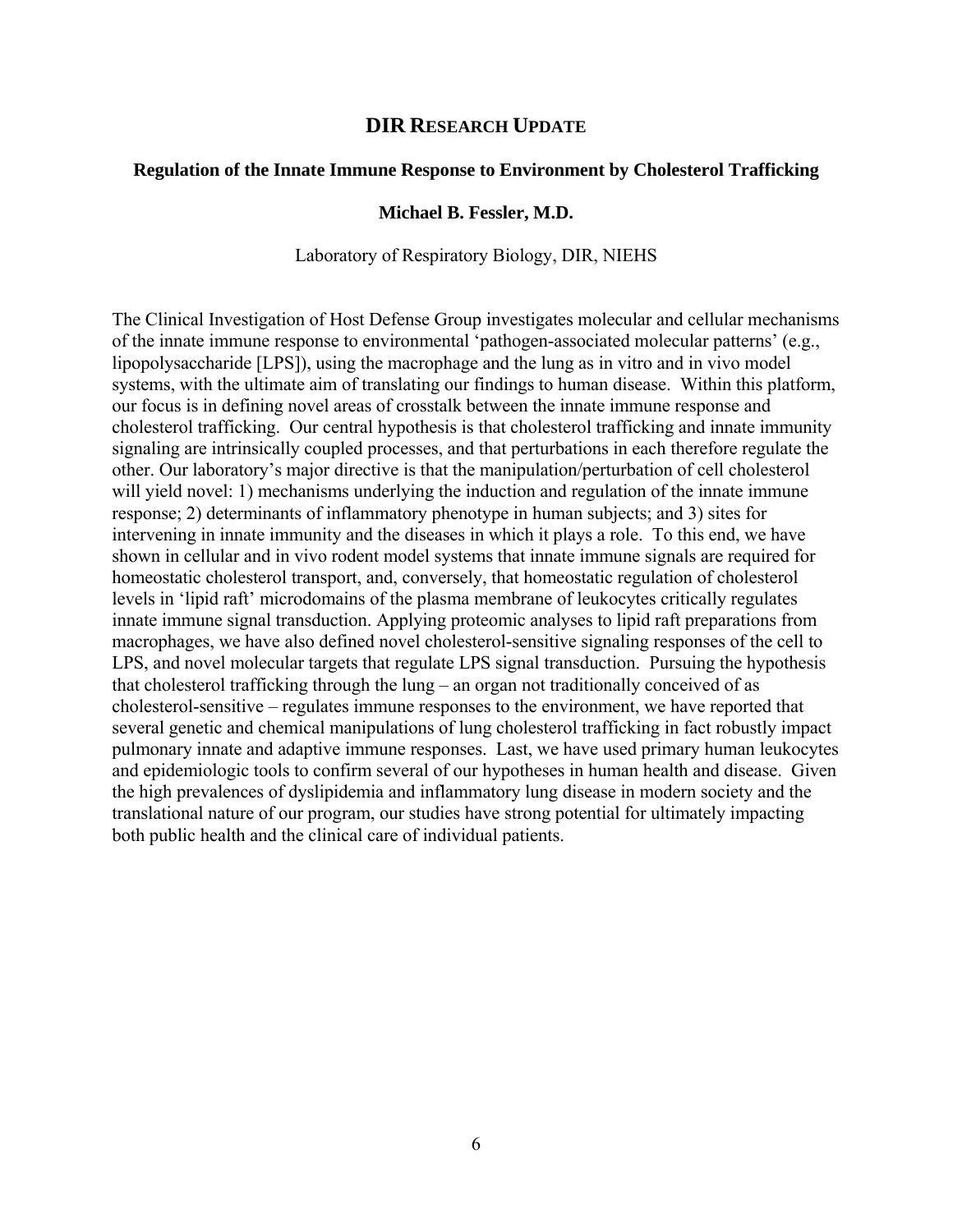## DIR Research Update

### Regulation of the Innate Immune Response to Environment by Cholesterol Trafficking

**Michael B. Fessler, M.D.**

Laboratory of Respiratory Biology, DIR, NIEHS

The Clinical Investigation of Host Defense Group investigates molecular and cellular mechanisms of the innate immune response to environmental 'pathogen-associated molecular patterns' (e.g., lipopolysaccharide [LPS]), using the macrophage and the lung as in vitro and in vivo model systems, with the ultimate aim of translating our findings to human disease. Within this platform, our focus is in defining novel areas of crosstalk between the innate immune response and cholesterol trafficking. Our central hypothesis is that cholesterol trafficking and innate immunity signaling are intrinsically coupled processes, and that perturbations in each therefore regulate the other. Our laboratory's major directive is that the manipulation/perturbation of cell cholesterol will yield novel: 1) mechanisms underlying the induction and regulation of the innate immune response; 2) determinants of inflammatory phenotype in human subjects; and 3) sites for intervening in innate immunity and the diseases in which it plays a role. To this end, we have shown in cellular and in vivo rodent model systems that innate immune signals are required for homeostatic cholesterol transport, and, conversely, that homeostatic regulation of cholesterol levels in 'lipid raft' microdomains of the plasma membrane of leukocytes critically regulates innate immune signal transduction. Applying proteomic analyses to lipid raft preparations from macrophages, we have also defined novel cholesterol-sensitive signaling responses of the cell to LPS, and novel molecular targets that regulate LPS signal transduction. Pursuing the hypothesis that cholesterol trafficking through the lung – an organ not traditionally conceived of as cholesterol-sensitive – regulates immune responses to the environment, we have reported that several genetic and chemical manipulations of lung cholesterol trafficking in fact robustly impact pulmonary innate and adaptive immune responses. Last, we have used primary human leukocytes and epidemiologic tools to confirm several of our hypotheses in human health and disease. Given the high prevalences of dyslipidemia and inflammatory lung disease in modern society and the translational nature of our program, our studies have strong potential for ultimately impacting both public health and the clinical care of individual patients.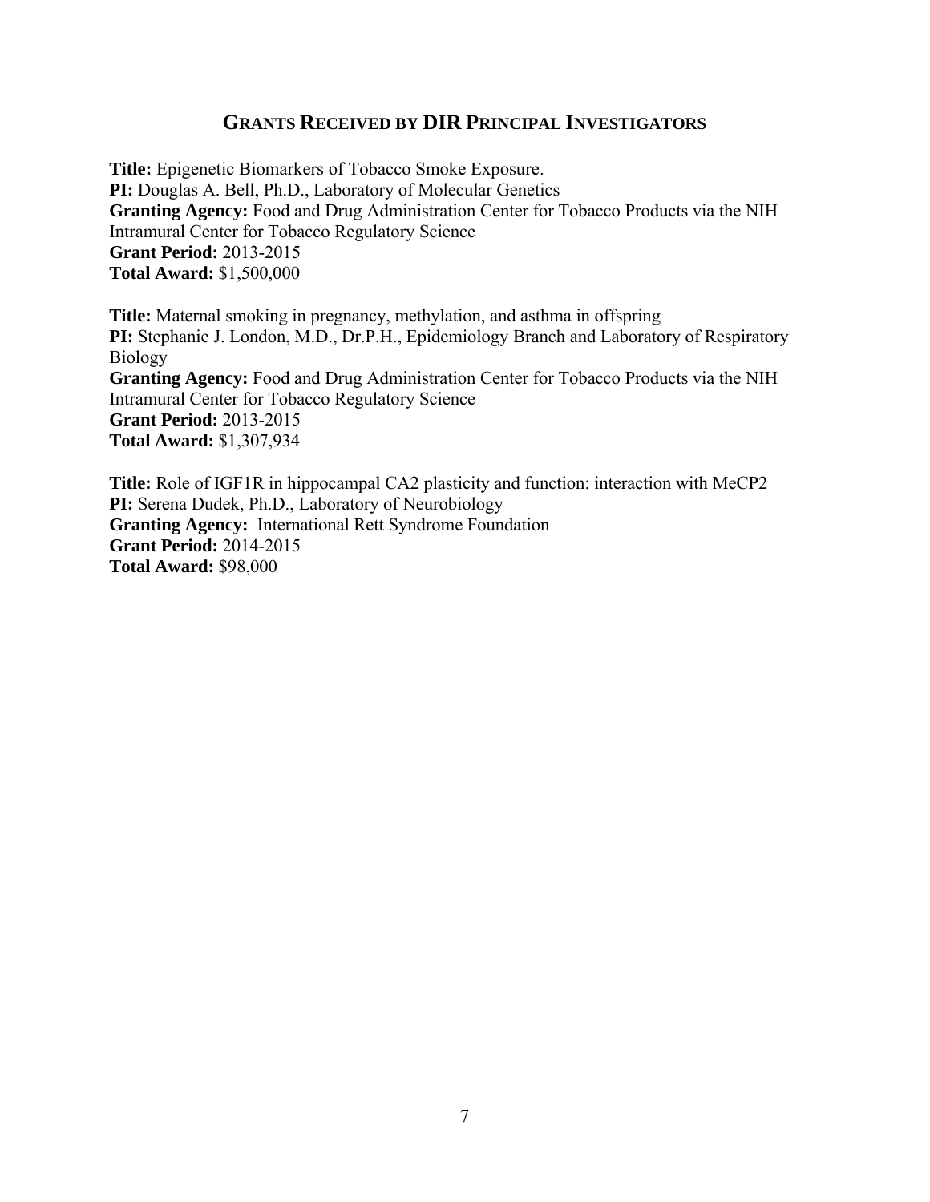## GRANTS RECEIVED BY DIR PRINCIPAL INVESTIGATORS

**Title:** Epigenetic Biomarkers of Tobacco Smoke Exposure.
**PI:** Douglas A. Bell, Ph.D., Laboratory of Molecular Genetics
**Granting Agency:** Food and Drug Administration Center for Tobacco Products via the NIH Intramural Center for Tobacco Regulatory Science
**Grant Period:** 2013-2015
**Total Award:** $1,500,000

**Title:** Maternal smoking in pregnancy, methylation, and asthma in offspring
**PI:** Stephanie J. London, M.D., Dr.P.H., Epidemiology Branch and Laboratory of Respiratory Biology
**Granting Agency:** Food and Drug Administration Center for Tobacco Products via the NIH Intramural Center for Tobacco Regulatory Science
**Grant Period:** 2013-2015
**Total Award:** $1,307,934

**Title:** Role of IGF1R in hippocampal CA2 plasticity and function: interaction with MeCP2
**PI:** Serena Dudek, Ph.D., Laboratory of Neurobiology
**Granting Agency:** International Rett Syndrome Foundation
**Grant Period:** 2014-2015
**Total Award:** $98,000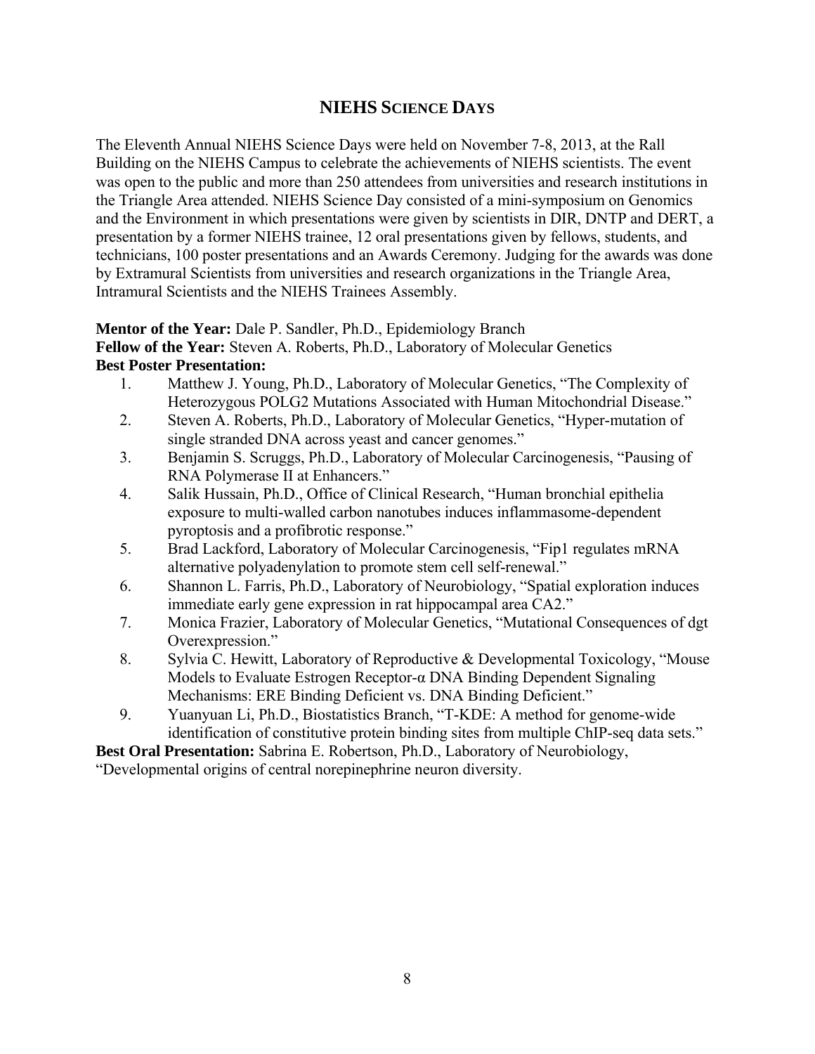## NIEHS SCIENCE DAYS

The Eleventh Annual NIEHS Science Days were held on November 7-8, 2013, at the Rall Building on the NIEHS Campus to celebrate the achievements of NIEHS scientists. The event was open to the public and more than 250 attendees from universities and research institutions in the Triangle Area attended. NIEHS Science Day consisted of a mini-symposium on Genomics and the Environment in which presentations were given by scientists in DIR, DNTP and DERT, a presentation by a former NIEHS trainee, 12 oral presentations given by fellows, students, and technicians, 100 poster presentations and an Awards Ceremony. Judging for the awards was done by Extramural Scientists from universities and research organizations in the Triangle Area, Intramural Scientists and the NIEHS Trainees Assembly.

**Mentor of the Year:** Dale P. Sandler, Ph.D., Epidemiology Branch
**Fellow of the Year:** Steven A. Roberts, Ph.D., Laboratory of Molecular Genetics
**Best Poster Presentation:**

1. Matthew J. Young, Ph.D., Laboratory of Molecular Genetics, "The Complexity of Heterozygous POLG2 Mutations Associated with Human Mitochondrial Disease."
2. Steven A. Roberts, Ph.D., Laboratory of Molecular Genetics, "Hyper-mutation of single stranded DNA across yeast and cancer genomes."
3. Benjamin S. Scruggs, Ph.D., Laboratory of Molecular Carcinogenesis, "Pausing of RNA Polymerase II at Enhancers."
4. Salik Hussain, Ph.D., Office of Clinical Research, "Human bronchial epithelia exposure to multi-walled carbon nanotubes induces inflammasome-dependent pyroptosis and a profibrotic response."
5. Brad Lackford, Laboratory of Molecular Carcinogenesis, "Fip1 regulates mRNA alternative polyadenylation to promote stem cell self-renewal."
6. Shannon L. Farris, Ph.D., Laboratory of Neurobiology, "Spatial exploration induces immediate early gene expression in rat hippocampal area CA2."
7. Monica Frazier, Laboratory of Molecular Genetics, "Mutational Consequences of dgt Overexpression."
8. Sylvia C. Hewitt, Laboratory of Reproductive & Developmental Toxicology, "Mouse Models to Evaluate Estrogen Receptor-α DNA Binding Dependent Signaling Mechanisms: ERE Binding Deficient vs. DNA Binding Deficient."
9. Yuanyuan Li, Ph.D., Biostatistics Branch, "T-KDE: A method for genome-wide identification of constitutive protein binding sites from multiple ChIP-seq data sets."

**Best Oral Presentation:** Sabrina E. Robertson, Ph.D., Laboratory of Neurobiology, "Developmental origins of central norepinephrine neuron diversity.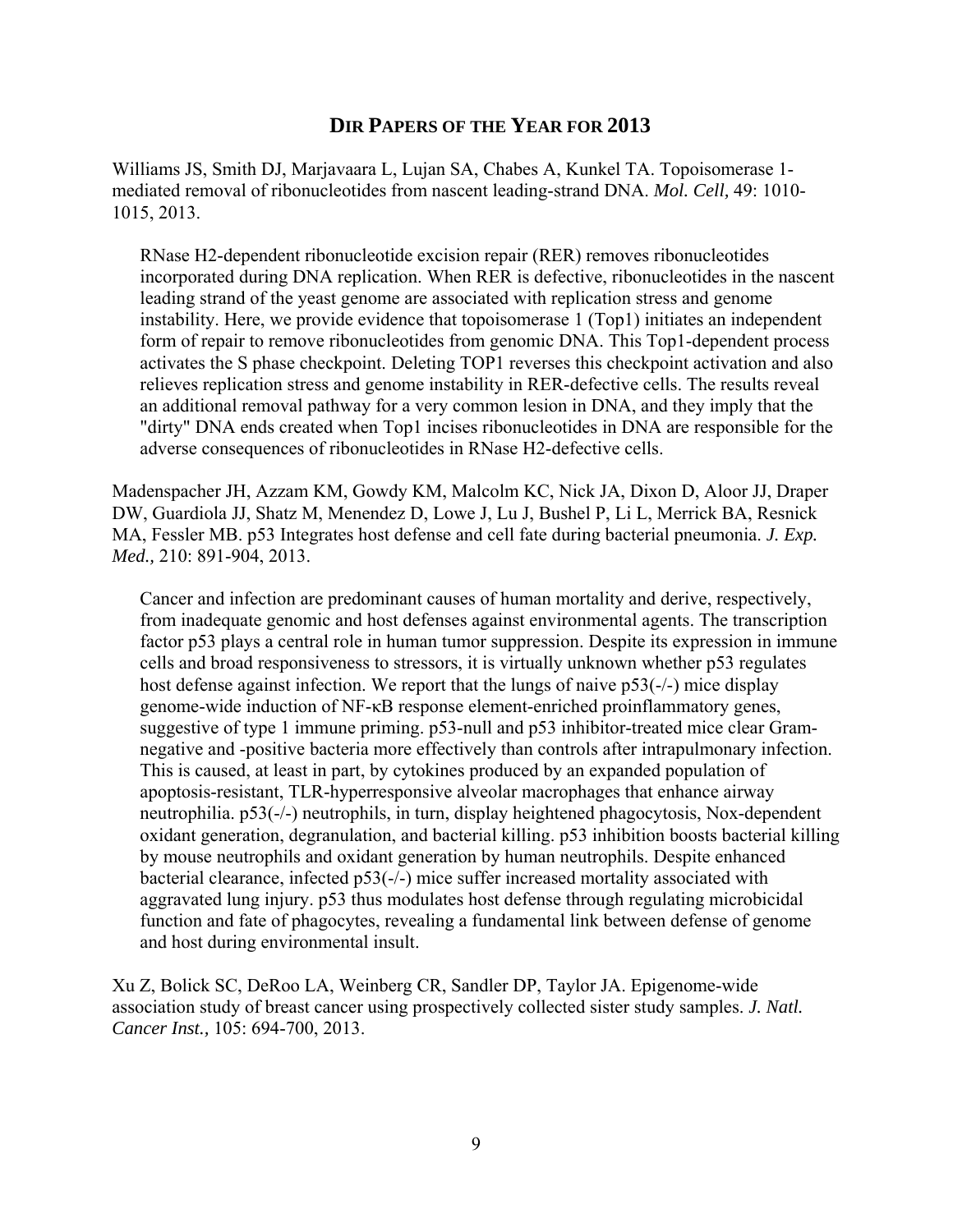## DIR PAPERS OF THE YEAR FOR 2013

Williams JS, Smith DJ, Marjavaara L, Lujan SA, Chabes A, Kunkel TA. Topoisomerase 1-mediated removal of ribonucleotides from nascent leading-strand DNA. *Mol. Cell,* 49: 1010-1015, 2013.

> RNase H2-dependent ribonucleotide excision repair (RER) removes ribonucleotides incorporated during DNA replication. When RER is defective, ribonucleotides in the nascent leading strand of the yeast genome are associated with replication stress and genome instability. Here, we provide evidence that topoisomerase 1 (Top1) initiates an independent form of repair to remove ribonucleotides from genomic DNA. This Top1-dependent process activates the S phase checkpoint. Deleting TOP1 reverses this checkpoint activation and also relieves replication stress and genome instability in RER-defective cells. The results reveal an additional removal pathway for a very common lesion in DNA, and they imply that the "dirty" DNA ends created when Top1 incises ribonucleotides in DNA are responsible for the adverse consequences of ribonucleotides in RNase H2-defective cells.

Madenspacher JH, Azzam KM, Gowdy KM, Malcolm KC, Nick JA, Dixon D, Aloor JJ, Draper DW, Guardiola JJ, Shatz M, Menendez D, Lowe J, Lu J, Bushel P, Li L, Merrick BA, Resnick MA, Fessler MB. p53 Integrates host defense and cell fate during bacterial pneumonia. *J. Exp. Med.,* 210: 891-904, 2013.

> Cancer and infection are predominant causes of human mortality and derive, respectively, from inadequate genomic and host defenses against environmental agents. The transcription factor p53 plays a central role in human tumor suppression. Despite its expression in immune cells and broad responsiveness to stressors, it is virtually unknown whether p53 regulates host defense against infection. We report that the lungs of naive p53(-/-) mice display genome-wide induction of NF-κB response element-enriched proinflammatory genes, suggestive of type 1 immune priming. p53-null and p53 inhibitor-treated mice clear Gram-negative and -positive bacteria more effectively than controls after intrapulmonary infection. This is caused, at least in part, by cytokines produced by an expanded population of apoptosis-resistant, TLR-hyperresponsive alveolar macrophages that enhance airway neutrophilia. p53(-/-) neutrophils, in turn, display heightened phagocytosis, Nox-dependent oxidant generation, degranulation, and bacterial killing. p53 inhibition boosts bacterial killing by mouse neutrophils and oxidant generation by human neutrophils. Despite enhanced bacterial clearance, infected p53(-/-) mice suffer increased mortality associated with aggravated lung injury. p53 thus modulates host defense through regulating microbicidal function and fate of phagocytes, revealing a fundamental link between defense of genome and host during environmental insult.

Xu Z, Bolick SC, DeRoo LA, Weinberg CR, Sandler DP, Taylor JA. Epigenome-wide association study of breast cancer using prospectively collected sister study samples. *J. Natl. Cancer Inst.,* 105: 694-700, 2013.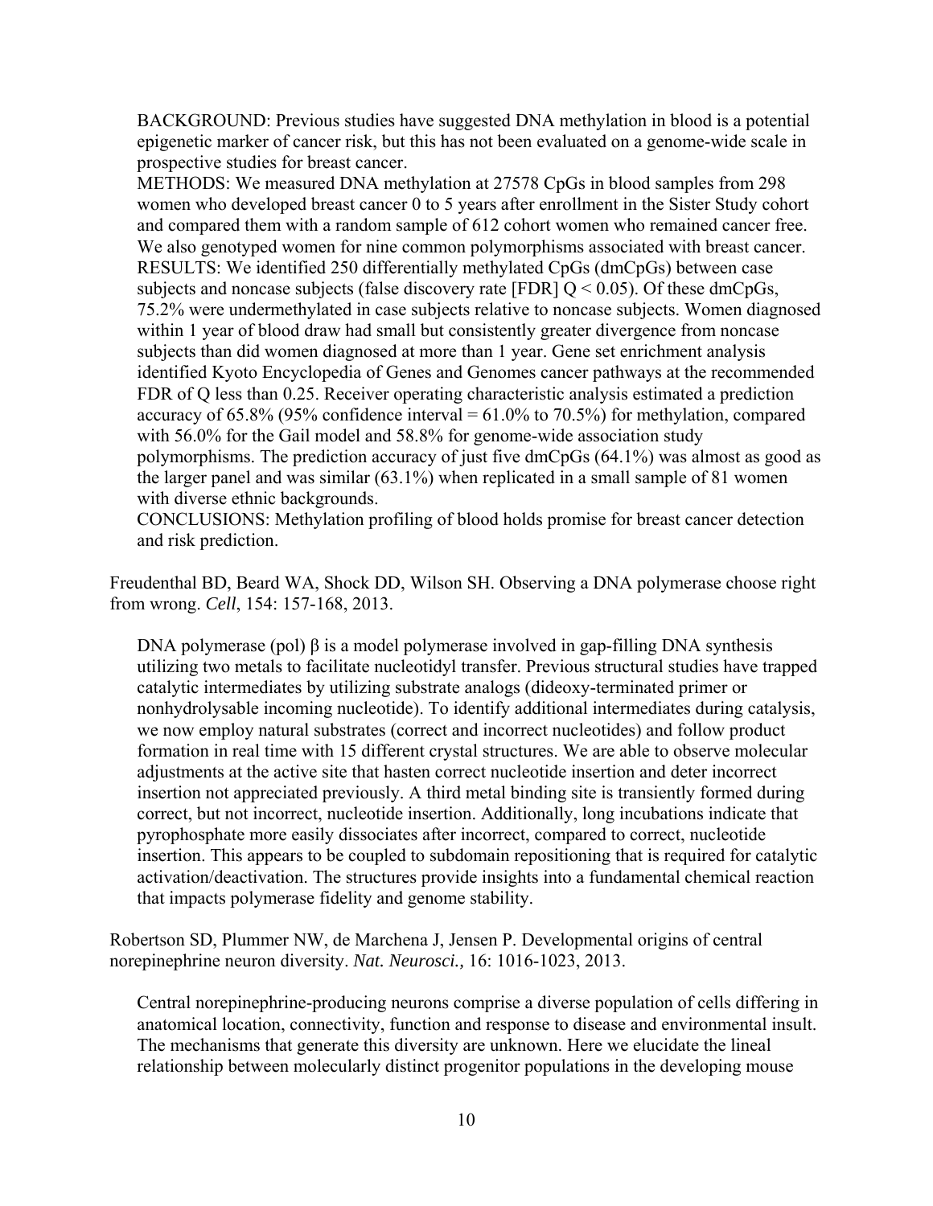BACKGROUND: Previous studies have suggested DNA methylation in blood is a potential epigenetic marker of cancer risk, but this has not been evaluated on a genome-wide scale in prospective studies for breast cancer.
METHODS: We measured DNA methylation at 27578 CpGs in blood samples from 298 women who developed breast cancer 0 to 5 years after enrollment in the Sister Study cohort and compared them with a random sample of 612 cohort women who remained cancer free. We also genotyped women for nine common polymorphisms associated with breast cancer.
RESULTS: We identified 250 differentially methylated CpGs (dmCpGs) between case subjects and noncase subjects (false discovery rate [FDR] $Q < 0.05$). Of these dmCpGs, 75.2% were undermethylated in case subjects relative to noncase subjects. Women diagnosed within 1 year of blood draw had small but consistently greater divergence from noncase subjects than did women diagnosed at more than 1 year. Gene set enrichment analysis identified Kyoto Encyclopedia of Genes and Genomes cancer pathways at the recommended FDR of Q less than 0.25. Receiver operating characteristic analysis estimated a prediction accuracy of 65.8% (95% confidence interval = 61.0% to 70.5%) for methylation, compared with 56.0% for the Gail model and 58.8% for genome-wide association study polymorphisms. The prediction accuracy of just five dmCpGs (64.1%) was almost as good as the larger panel and was similar (63.1%) when replicated in a small sample of 81 women with diverse ethnic backgrounds.
CONCLUSIONS: Methylation profiling of blood holds promise for breast cancer detection and risk prediction.

Freudenthal BD, Beard WA, Shock DD, Wilson SH. Observing a DNA polymerase choose right from wrong. *Cell*, 154: 157-168, 2013.

DNA polymerase (pol) β is a model polymerase involved in gap-filling DNA synthesis utilizing two metals to facilitate nucleotidyl transfer. Previous structural studies have trapped catalytic intermediates by utilizing substrate analogs (dideoxy-terminated primer or nonhydrolysable incoming nucleotide). To identify additional intermediates during catalysis, we now employ natural substrates (correct and incorrect nucleotides) and follow product formation in real time with 15 different crystal structures. We are able to observe molecular adjustments at the active site that hasten correct nucleotide insertion and deter incorrect insertion not appreciated previously. A third metal binding site is transiently formed during correct, but not incorrect, nucleotide insertion. Additionally, long incubations indicate that pyrophosphate more easily dissociates after incorrect, compared to correct, nucleotide insertion. This appears to be coupled to subdomain repositioning that is required for catalytic activation/deactivation. The structures provide insights into a fundamental chemical reaction that impacts polymerase fidelity and genome stability.

Robertson SD, Plummer NW, de Marchena J, Jensen P. Developmental origins of central norepinephrine neuron diversity. *Nat. Neurosci.,* 16: 1016-1023, 2013.

Central norepinephrine-producing neurons comprise a diverse population of cells differing in anatomical location, connectivity, function and response to disease and environmental insult. The mechanisms that generate this diversity are unknown. Here we elucidate the lineal relationship between molecularly distinct progenitor populations in the developing mouse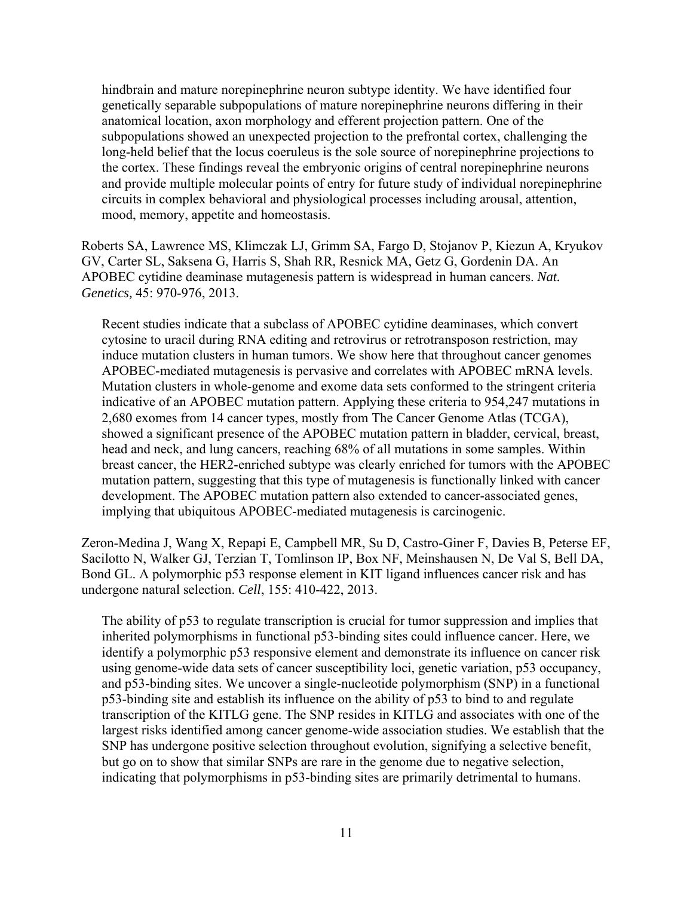hindbrain and mature norepinephrine neuron subtype identity. We have identified four genetically separable subpopulations of mature norepinephrine neurons differing in their anatomical location, axon morphology and efferent projection pattern. One of the subpopulations showed an unexpected projection to the prefrontal cortex, challenging the long-held belief that the locus coeruleus is the sole source of norepinephrine projections to the cortex. These findings reveal the embryonic origins of central norepinephrine neurons and provide multiple molecular points of entry for future study of individual norepinephrine circuits in complex behavioral and physiological processes including arousal, attention, mood, memory, appetite and homeostasis.

Roberts SA, Lawrence MS, Klimczak LJ, Grimm SA, Fargo D, Stojanov P, Kiezun A, Kryukov GV, Carter SL, Saksena G, Harris S, Shah RR, Resnick MA, Getz G, Gordenin DA. An APOBEC cytidine deaminase mutagenesis pattern is widespread in human cancers. *Nat. Genetics,* 45: 970-976, 2013.

Recent studies indicate that a subclass of APOBEC cytidine deaminases, which convert cytosine to uracil during RNA editing and retrovirus or retrotransposon restriction, may induce mutation clusters in human tumors. We show here that throughout cancer genomes APOBEC-mediated mutagenesis is pervasive and correlates with APOBEC mRNA levels. Mutation clusters in whole-genome and exome data sets conformed to the stringent criteria indicative of an APOBEC mutation pattern. Applying these criteria to 954,247 mutations in 2,680 exomes from 14 cancer types, mostly from The Cancer Genome Atlas (TCGA), showed a significant presence of the APOBEC mutation pattern in bladder, cervical, breast, head and neck, and lung cancers, reaching 68% of all mutations in some samples. Within breast cancer, the HER2-enriched subtype was clearly enriched for tumors with the APOBEC mutation pattern, suggesting that this type of mutagenesis is functionally linked with cancer development. The APOBEC mutation pattern also extended to cancer-associated genes, implying that ubiquitous APOBEC-mediated mutagenesis is carcinogenic.

Zeron-Medina J, Wang X, Repapi E, Campbell MR, Su D, Castro-Giner F, Davies B, Peterse EF, Sacilotto N, Walker GJ, Terzian T, Tomlinson IP, Box NF, Meinshausen N, De Val S, Bell DA, Bond GL. A polymorphic p53 response element in KIT ligand influences cancer risk and has undergone natural selection. *Cell*, 155: 410-422, 2013.

The ability of p53 to regulate transcription is crucial for tumor suppression and implies that inherited polymorphisms in functional p53-binding sites could influence cancer. Here, we identify a polymorphic p53 responsive element and demonstrate its influence on cancer risk using genome-wide data sets of cancer susceptibility loci, genetic variation, p53 occupancy, and p53-binding sites. We uncover a single-nucleotide polymorphism (SNP) in a functional p53-binding site and establish its influence on the ability of p53 to bind to and regulate transcription of the KITLG gene. The SNP resides in KITLG and associates with one of the largest risks identified among cancer genome-wide association studies. We establish that the SNP has undergone positive selection throughout evolution, signifying a selective benefit, but go on to show that similar SNPs are rare in the genome due to negative selection, indicating that polymorphisms in p53-binding sites are primarily detrimental to humans.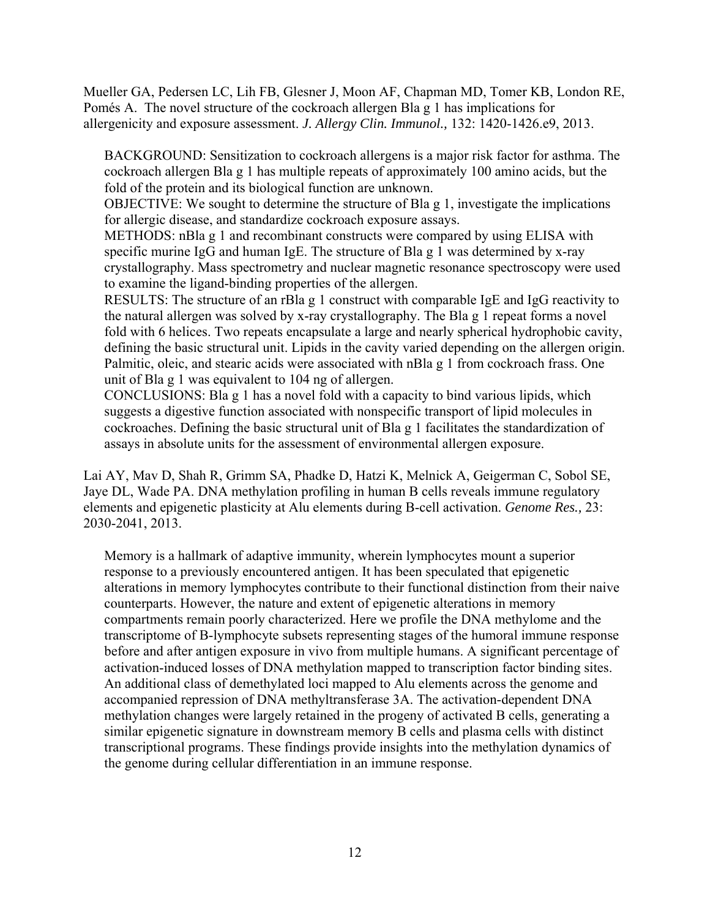Mueller GA, Pedersen LC, Lih FB, Glesner J, Moon AF, Chapman MD, Tomer KB, London RE, Pomés A. The novel structure of the cockroach allergen Bla g 1 has implications for allergenicity and exposure assessment. *J. Allergy Clin. Immunol.,* 132: 1420-1426.e9, 2013.

> BACKGROUND: Sensitization to cockroach allergens is a major risk factor for asthma. The cockroach allergen Bla g 1 has multiple repeats of approximately 100 amino acids, but the fold of the protein and its biological function are unknown.
> OBJECTIVE: We sought to determine the structure of Bla g 1, investigate the implications for allergic disease, and standardize cockroach exposure assays.
> METHODS: nBla g 1 and recombinant constructs were compared by using ELISA with specific murine IgG and human IgE. The structure of Bla g 1 was determined by x-ray crystallography. Mass spectrometry and nuclear magnetic resonance spectroscopy were used to examine the ligand-binding properties of the allergen.
> RESULTS: The structure of an rBla g 1 construct with comparable IgE and IgG reactivity to the natural allergen was solved by x-ray crystallography. The Bla g 1 repeat forms a novel fold with 6 helices. Two repeats encapsulate a large and nearly spherical hydrophobic cavity, defining the basic structural unit. Lipids in the cavity varied depending on the allergen origin. Palmitic, oleic, and stearic acids were associated with nBla g 1 from cockroach frass. One unit of Bla g 1 was equivalent to 104 ng of allergen.
> CONCLUSIONS: Bla g 1 has a novel fold with a capacity to bind various lipids, which suggests a digestive function associated with nonspecific transport of lipid molecules in cockroaches. Defining the basic structural unit of Bla g 1 facilitates the standardization of assays in absolute units for the assessment of environmental allergen exposure.

Lai AY, Mav D, Shah R, Grimm SA, Phadke D, Hatzi K, Melnick A, Geigerman C, Sobol SE, Jaye DL, Wade PA. DNA methylation profiling in human B cells reveals immune regulatory elements and epigenetic plasticity at Alu elements during B-cell activation. *Genome Res.,* 23: 2030-2041, 2013.

> Memory is a hallmark of adaptive immunity, wherein lymphocytes mount a superior response to a previously encountered antigen. It has been speculated that epigenetic alterations in memory lymphocytes contribute to their functional distinction from their naive counterparts. However, the nature and extent of epigenetic alterations in memory compartments remain poorly characterized. Here we profile the DNA methylome and the transcriptome of B-lymphocyte subsets representing stages of the humoral immune response before and after antigen exposure in vivo from multiple humans. A significant percentage of activation-induced losses of DNA methylation mapped to transcription factor binding sites. An additional class of demethylated loci mapped to Alu elements across the genome and accompanied repression of DNA methyltransferase 3A. The activation-dependent DNA methylation changes were largely retained in the progeny of activated B cells, generating a similar epigenetic signature in downstream memory B cells and plasma cells with distinct transcriptional programs. These findings provide insights into the methylation dynamics of the genome during cellular differentiation in an immune response.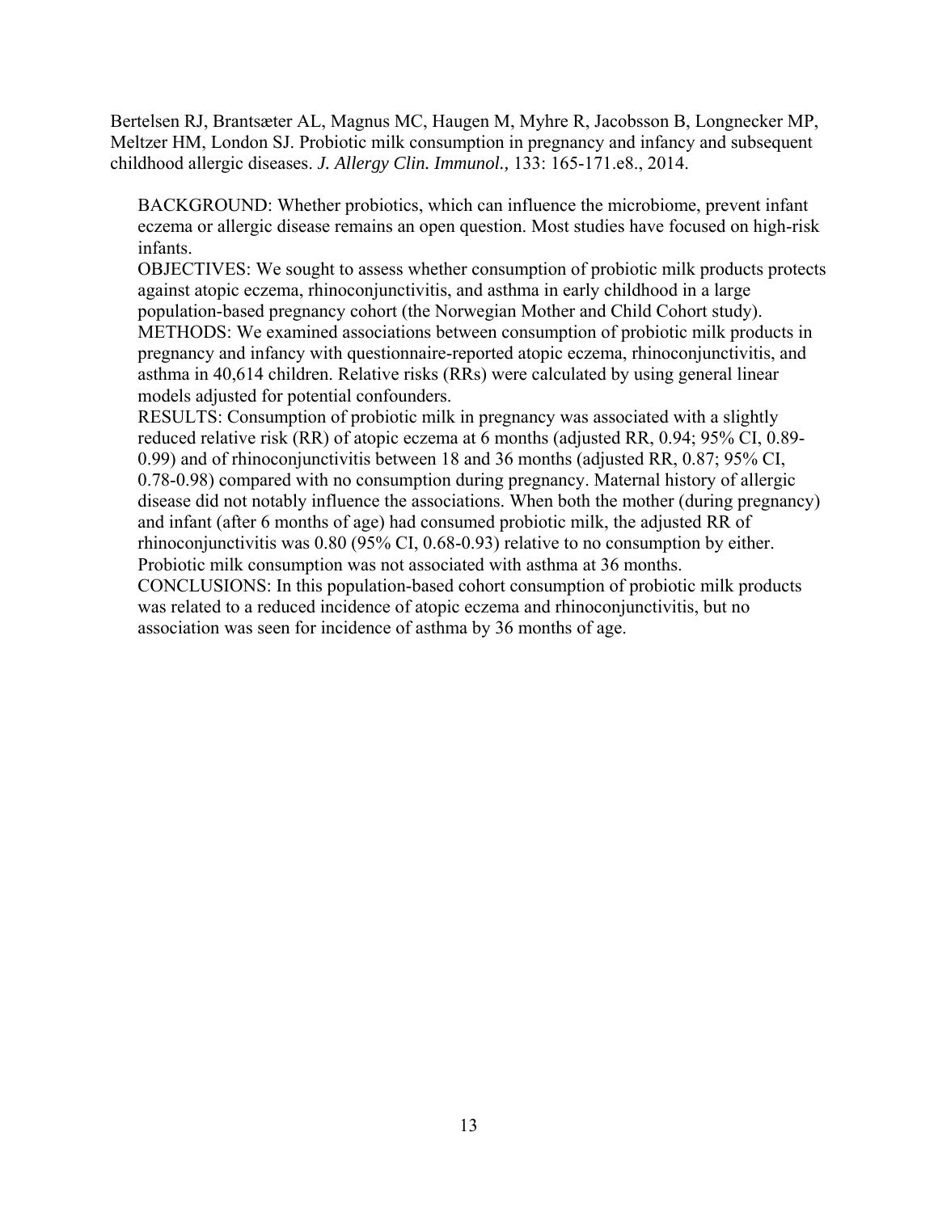Bertelsen RJ, Brantsæter AL, Magnus MC, Haugen M, Myhre R, Jacobsson B, Longnecker MP, Meltzer HM, London SJ. Probiotic milk consumption in pregnancy and infancy and subsequent childhood allergic diseases. *J. Allergy Clin. Immunol.,* 133: 165-171.e8., 2014.

BACKGROUND: Whether probiotics, which can influence the microbiome, prevent infant eczema or allergic disease remains an open question. Most studies have focused on high-risk infants.
OBJECTIVES: We sought to assess whether consumption of probiotic milk products protects against atopic eczema, rhinoconjunctivitis, and asthma in early childhood in a large population-based pregnancy cohort (the Norwegian Mother and Child Cohort study).
METHODS: We examined associations between consumption of probiotic milk products in pregnancy and infancy with questionnaire-reported atopic eczema, rhinoconjunctivitis, and asthma in 40,614 children. Relative risks (RRs) were calculated by using general linear models adjusted for potential confounders.
RESULTS: Consumption of probiotic milk in pregnancy was associated with a slightly reduced relative risk (RR) of atopic eczema at 6 months (adjusted RR, 0.94; 95% CI, 0.89-0.99) and of rhinoconjunctivitis between 18 and 36 months (adjusted RR, 0.87; 95% CI, 0.78-0.98) compared with no consumption during pregnancy. Maternal history of allergic disease did not notably influence the associations. When both the mother (during pregnancy) and infant (after 6 months of age) had consumed probiotic milk, the adjusted RR of rhinoconjunctivitis was 0.80 (95% CI, 0.68-0.93) relative to no consumption by either. Probiotic milk consumption was not associated with asthma at 36 months.
CONCLUSIONS: In this population-based cohort consumption of probiotic milk products was related to a reduced incidence of atopic eczema and rhinoconjunctivitis, but no association was seen for incidence of asthma by 36 months of age.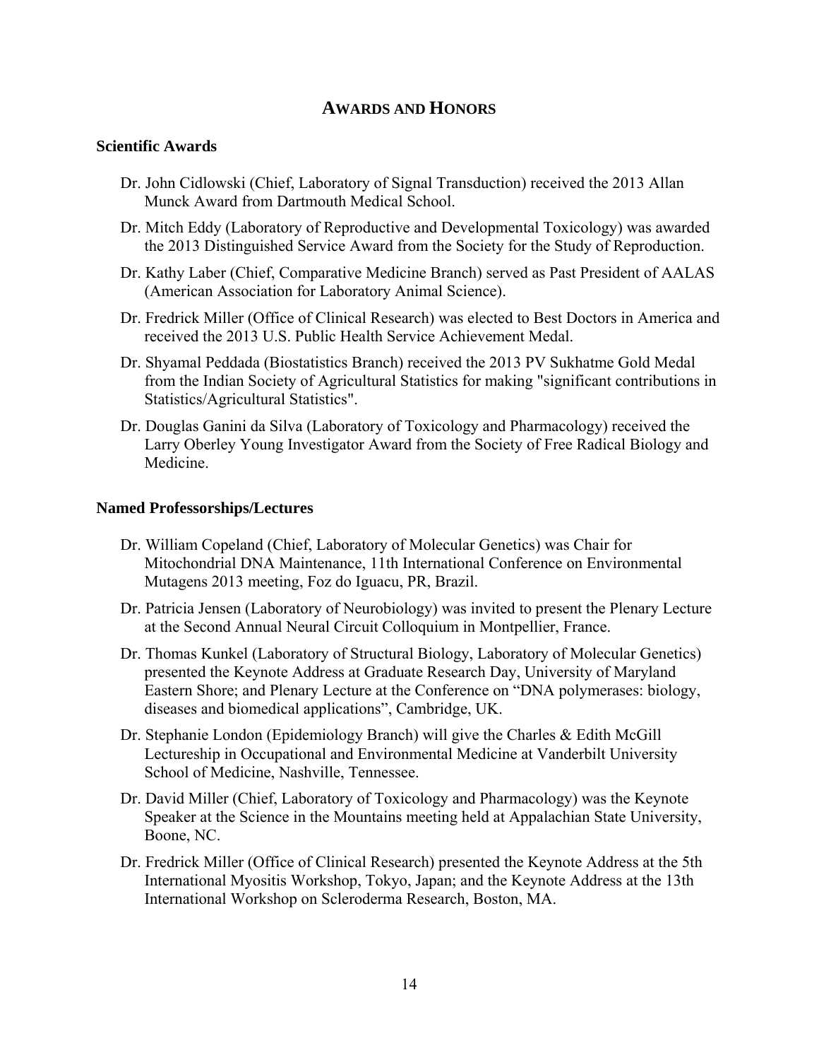## AWARDS AND HONORS

### Scientific Awards

Dr. John Cidlowski (Chief, Laboratory of Signal Transduction) received the 2013 Allan Munck Award from Dartmouth Medical School.

Dr. Mitch Eddy (Laboratory of Reproductive and Developmental Toxicology) was awarded the 2013 Distinguished Service Award from the Society for the Study of Reproduction.

Dr. Kathy Laber (Chief, Comparative Medicine Branch) served as Past President of AALAS (American Association for Laboratory Animal Science).

Dr. Fredrick Miller (Office of Clinical Research) was elected to Best Doctors in America and received the 2013 U.S. Public Health Service Achievement Medal.

Dr. Shyamal Peddada (Biostatistics Branch) received the 2013 PV Sukhatme Gold Medal from the Indian Society of Agricultural Statistics for making "significant contributions in Statistics/Agricultural Statistics".

Dr. Douglas Ganini da Silva (Laboratory of Toxicology and Pharmacology) received the Larry Oberley Young Investigator Award from the Society of Free Radical Biology and Medicine.

### Named Professorships/Lectures

Dr. William Copeland (Chief, Laboratory of Molecular Genetics) was Chair for Mitochondrial DNA Maintenance, 11th International Conference on Environmental Mutagens 2013 meeting, Foz do Iguacu, PR, Brazil.

Dr. Patricia Jensen (Laboratory of Neurobiology) was invited to present the Plenary Lecture at the Second Annual Neural Circuit Colloquium in Montpellier, France.

Dr. Thomas Kunkel (Laboratory of Structural Biology, Laboratory of Molecular Genetics) presented the Keynote Address at Graduate Research Day, University of Maryland Eastern Shore; and Plenary Lecture at the Conference on "DNA polymerases: biology, diseases and biomedical applications", Cambridge, UK.

Dr. Stephanie London (Epidemiology Branch) will give the Charles & Edith McGill Lectureship in Occupational and Environmental Medicine at Vanderbilt University School of Medicine, Nashville, Tennessee.

Dr. David Miller (Chief, Laboratory of Toxicology and Pharmacology) was the Keynote Speaker at the Science in the Mountains meeting held at Appalachian State University, Boone, NC.

Dr. Fredrick Miller (Office of Clinical Research) presented the Keynote Address at the 5th International Myositis Workshop, Tokyo, Japan; and the Keynote Address at the 13th International Workshop on Scleroderma Research, Boston, MA.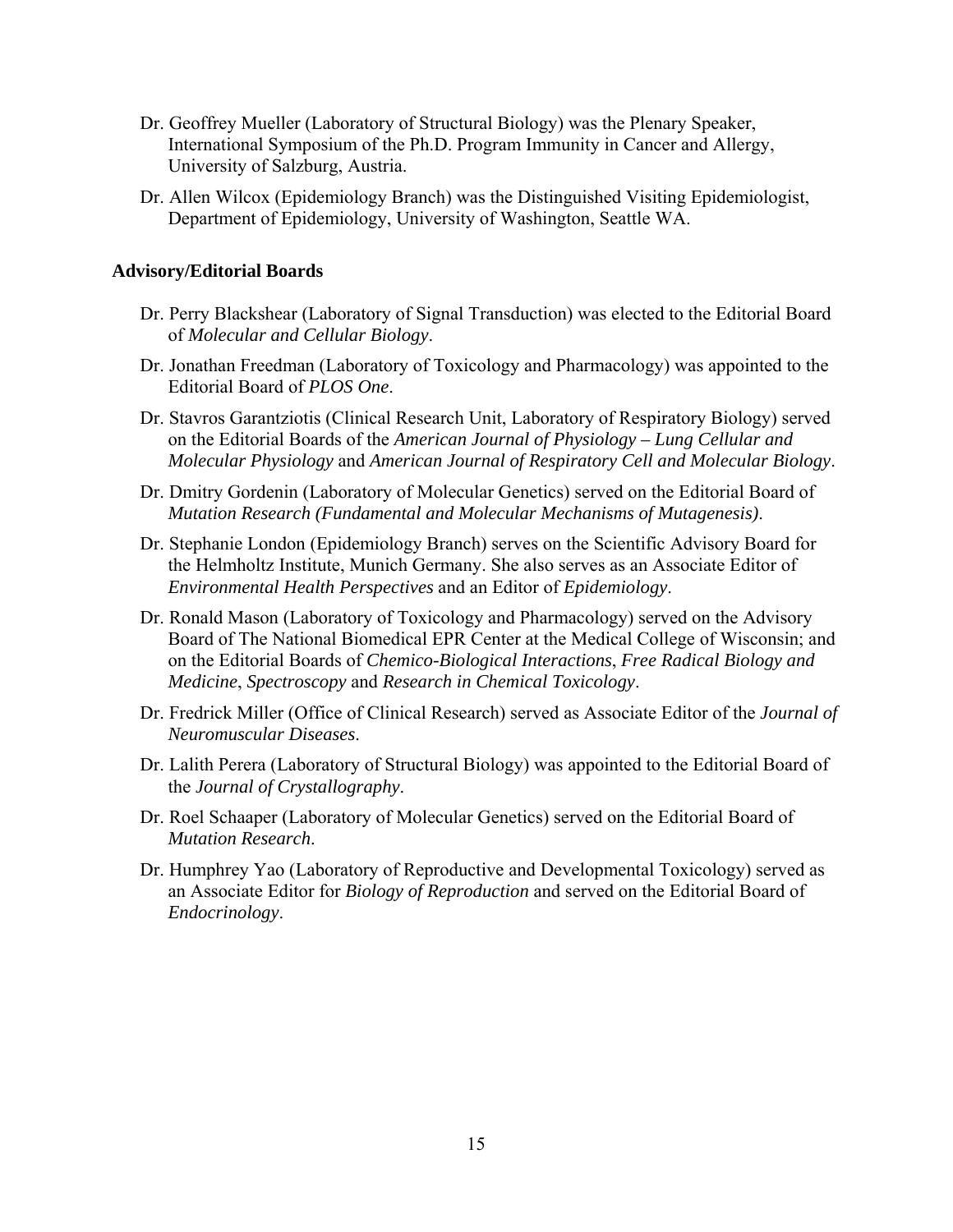Dr. Geoffrey Mueller (Laboratory of Structural Biology) was the Plenary Speaker, International Symposium of the Ph.D. Program Immunity in Cancer and Allergy, University of Salzburg, Austria.

Dr. Allen Wilcox (Epidemiology Branch) was the Distinguished Visiting Epidemiologist, Department of Epidemiology, University of Washington, Seattle WA.

**Advisory/Editorial Boards**

Dr. Perry Blackshear (Laboratory of Signal Transduction) was elected to the Editorial Board of *Molecular and Cellular Biology*.

Dr. Jonathan Freedman (Laboratory of Toxicology and Pharmacology) was appointed to the Editorial Board of *PLOS One*.

Dr. Stavros Garantziotis (Clinical Research Unit, Laboratory of Respiratory Biology) served on the Editorial Boards of the *American Journal of Physiology – Lung Cellular and Molecular Physiology* and *American Journal of Respiratory Cell and Molecular Biology*.

Dr. Dmitry Gordenin (Laboratory of Molecular Genetics) served on the Editorial Board of *Mutation Research (Fundamental and Molecular Mechanisms of Mutagenesis)*.

Dr. Stephanie London (Epidemiology Branch) serves on the Scientific Advisory Board for the Helmholtz Institute, Munich Germany. She also serves as an Associate Editor of *Environmental Health Perspectives* and an Editor of *Epidemiology*.

Dr. Ronald Mason (Laboratory of Toxicology and Pharmacology) served on the Advisory Board of The National Biomedical EPR Center at the Medical College of Wisconsin; and on the Editorial Boards of *Chemico-Biological Interactions*, *Free Radical Biology and Medicine*, *Spectroscopy* and *Research in Chemical Toxicology*.

Dr. Fredrick Miller (Office of Clinical Research) served as Associate Editor of the *Journal of Neuromuscular Diseases*.

Dr. Lalith Perera (Laboratory of Structural Biology) was appointed to the Editorial Board of the *Journal of Crystallography*.

Dr. Roel Schaaper (Laboratory of Molecular Genetics) served on the Editorial Board of *Mutation Research*.

Dr. Humphrey Yao (Laboratory of Reproductive and Developmental Toxicology) served as an Associate Editor for *Biology of Reproduction* and served on the Editorial Board of *Endocrinology*.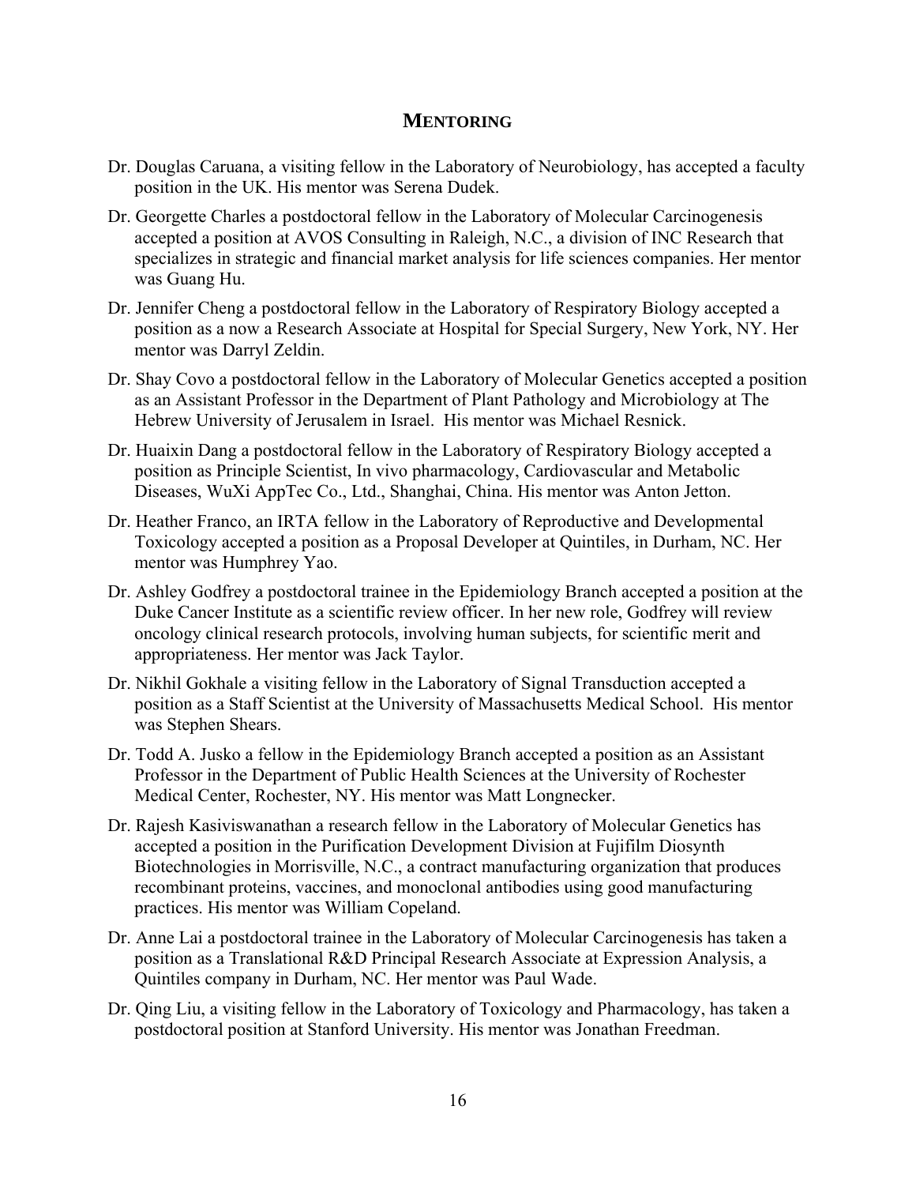## MENTORING

Dr. Douglas Caruana, a visiting fellow in the Laboratory of Neurobiology, has accepted a faculty position in the UK. His mentor was Serena Dudek.

Dr. Georgette Charles a postdoctoral fellow in the Laboratory of Molecular Carcinogenesis accepted a position at AVOS Consulting in Raleigh, N.C., a division of INC Research that specializes in strategic and financial market analysis for life sciences companies. Her mentor was Guang Hu.

Dr. Jennifer Cheng a postdoctoral fellow in the Laboratory of Respiratory Biology accepted a position as a now a Research Associate at Hospital for Special Surgery, New York, NY. Her mentor was Darryl Zeldin.

Dr. Shay Covo a postdoctoral fellow in the Laboratory of Molecular Genetics accepted a position as an Assistant Professor in the Department of Plant Pathology and Microbiology at The Hebrew University of Jerusalem in Israel. His mentor was Michael Resnick.

Dr. Huaixin Dang a postdoctoral fellow in the Laboratory of Respiratory Biology accepted a position as Principle Scientist, In vivo pharmacology, Cardiovascular and Metabolic Diseases, WuXi AppTec Co., Ltd., Shanghai, China. His mentor was Anton Jetton.

Dr. Heather Franco, an IRTA fellow in the Laboratory of Reproductive and Developmental Toxicology accepted a position as a Proposal Developer at Quintiles, in Durham, NC. Her mentor was Humphrey Yao.

Dr. Ashley Godfrey a postdoctoral trainee in the Epidemiology Branch accepted a position at the Duke Cancer Institute as a scientific review officer. In her new role, Godfrey will review oncology clinical research protocols, involving human subjects, for scientific merit and appropriateness. Her mentor was Jack Taylor.

Dr. Nikhil Gokhale a visiting fellow in the Laboratory of Signal Transduction accepted a position as a Staff Scientist at the University of Massachusetts Medical School. His mentor was Stephen Shears.

Dr. Todd A. Jusko a fellow in the Epidemiology Branch accepted a position as an Assistant Professor in the Department of Public Health Sciences at the University of Rochester Medical Center, Rochester, NY. His mentor was Matt Longnecker.

Dr. Rajesh Kasiviswanathan a research fellow in the Laboratory of Molecular Genetics has accepted a position in the Purification Development Division at Fujifilm Diosynth Biotechnologies in Morrisville, N.C., a contract manufacturing organization that produces recombinant proteins, vaccines, and monoclonal antibodies using good manufacturing practices. His mentor was William Copeland.

Dr. Anne Lai a postdoctoral trainee in the Laboratory of Molecular Carcinogenesis has taken a position as a Translational R&D Principal Research Associate at Expression Analysis, a Quintiles company in Durham, NC. Her mentor was Paul Wade.

Dr. Qing Liu, a visiting fellow in the Laboratory of Toxicology and Pharmacology, has taken a postdoctoral position at Stanford University. His mentor was Jonathan Freedman.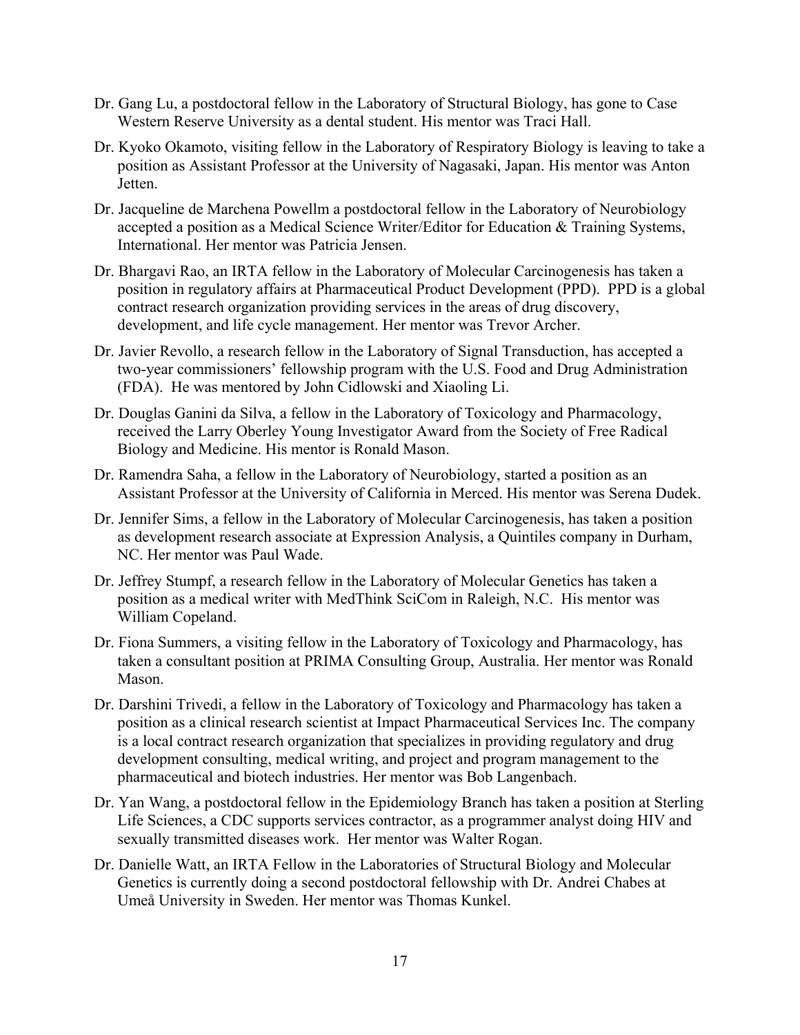Dr. Gang Lu, a postdoctoral fellow in the Laboratory of Structural Biology, has gone to Case Western Reserve University as a dental student. His mentor was Traci Hall.

Dr. Kyoko Okamoto, visiting fellow in the Laboratory of Respiratory Biology is leaving to take a position as Assistant Professor at the University of Nagasaki, Japan. His mentor was Anton Jetten.

Dr. Jacqueline de Marchena Powellm a postdoctoral fellow in the Laboratory of Neurobiology accepted a position as a Medical Science Writer/Editor for Education & Training Systems, International. Her mentor was Patricia Jensen.

Dr. Bhargavi Rao, an IRTA fellow in the Laboratory of Molecular Carcinogenesis has taken a position in regulatory affairs at Pharmaceutical Product Development (PPD). PPD is a global contract research organization providing services in the areas of drug discovery, development, and life cycle management. Her mentor was Trevor Archer.

Dr. Javier Revollo, a research fellow in the Laboratory of Signal Transduction, has accepted a two-year commissioners' fellowship program with the U.S. Food and Drug Administration (FDA). He was mentored by John Cidlowski and Xiaoling Li.

Dr. Douglas Ganini da Silva, a fellow in the Laboratory of Toxicology and Pharmacology, received the Larry Oberley Young Investigator Award from the Society of Free Radical Biology and Medicine. His mentor is Ronald Mason.

Dr. Ramendra Saha, a fellow in the Laboratory of Neurobiology, started a position as an Assistant Professor at the University of California in Merced. His mentor was Serena Dudek.

Dr. Jennifer Sims, a fellow in the Laboratory of Molecular Carcinogenesis, has taken a position as development research associate at Expression Analysis, a Quintiles company in Durham, NC. Her mentor was Paul Wade.

Dr. Jeffrey Stumpf, a research fellow in the Laboratory of Molecular Genetics has taken a position as a medical writer with MedThink SciCom in Raleigh, N.C. His mentor was William Copeland.

Dr. Fiona Summers, a visiting fellow in the Laboratory of Toxicology and Pharmacology, has taken a consultant position at PRIMA Consulting Group, Australia. Her mentor was Ronald Mason.

Dr. Darshini Trivedi, a fellow in the Laboratory of Toxicology and Pharmacology has taken a position as a clinical research scientist at Impact Pharmaceutical Services Inc. The company is a local contract research organization that specializes in providing regulatory and drug development consulting, medical writing, and project and program management to the pharmaceutical and biotech industries. Her mentor was Bob Langenbach.

Dr. Yan Wang, a postdoctoral fellow in the Epidemiology Branch has taken a position at Sterling Life Sciences, a CDC supports services contractor, as a programmer analyst doing HIV and sexually transmitted diseases work. Her mentor was Walter Rogan.

Dr. Danielle Watt, an IRTA Fellow in the Laboratories of Structural Biology and Molecular Genetics is currently doing a second postdoctoral fellowship with Dr. Andrei Chabes at Umeå University in Sweden. Her mentor was Thomas Kunkel.